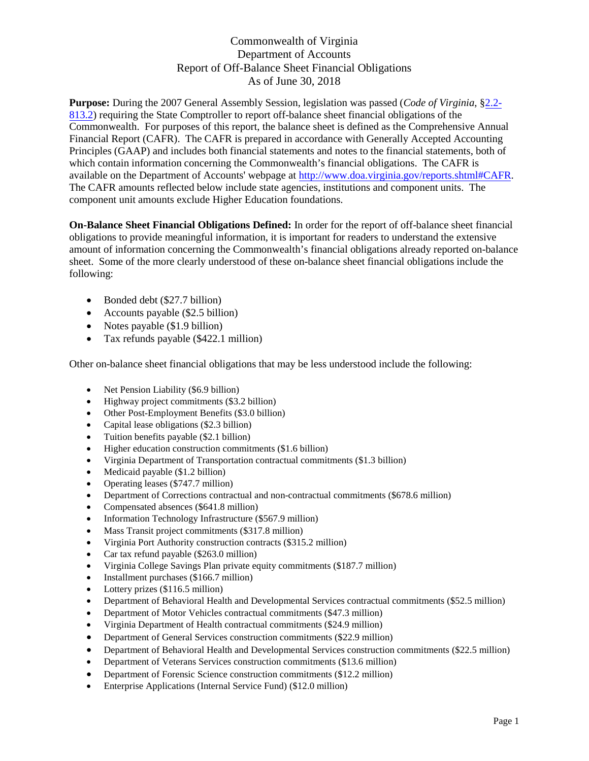# Commonwealth of Virginia
## Department of Accounts
## Report of Off-Balance Sheet Financial Obligations
## As of June 30, 2018

**Purpose:** During the 2007 General Assembly Session, legislation was passed (*Code of Virginia*, §2.2-813.2) requiring the State Comptroller to report off-balance sheet financial obligations of the Commonwealth. For purposes of this report, the balance sheet is defined as the Comprehensive Annual Financial Report (CAFR). The CAFR is prepared in accordance with Generally Accepted Accounting Principles (GAAP) and includes both financial statements and notes to the financial statements, both of which contain information concerning the Commonwealth's financial obligations. The CAFR is available on the Department of Accounts' webpage at http://www.doa.virginia.gov/reports.shtml#CAFR. The CAFR amounts reflected below include state agencies, institutions and component units. The component unit amounts exclude Higher Education foundations.

**On-Balance Sheet Financial Obligations Defined:** In order for the report of off-balance sheet financial obligations to provide meaningful information, it is important for readers to understand the extensive amount of information concerning the Commonwealth's financial obligations already reported on-balance sheet. Some of the more clearly understood of these on-balance sheet financial obligations include the following:

- Bonded debt ($27.7 billion)
- Accounts payable ($2.5 billion)
- Notes payable ($1.9 billion)
- Tax refunds payable ($422.1 million)

Other on-balance sheet financial obligations that may be less understood include the following:

- Net Pension Liability ($6.9 billion)
- Highway project commitments ($3.2 billion)
- Other Post-Employment Benefits ($3.0 billion)
- Capital lease obligations ($2.3 billion)
- Tuition benefits payable ($2.1 billion)
- Higher education construction commitments ($1.6 billion)
- Virginia Department of Transportation contractual commitments ($1.3 billion)
- Medicaid payable ($1.2 billion)
- Operating leases ($747.7 million)
- Department of Corrections contractual and non-contractual commitments ($678.6 million)
- Compensated absences ($641.8 million)
- Information Technology Infrastructure ($567.9 million)
- Mass Transit project commitments ($317.8 million)
- Virginia Port Authority construction contracts ($315.2 million)
- Car tax refund payable ($263.0 million)
- Virginia College Savings Plan private equity commitments ($187.7 million)
- Installment purchases ($166.7 million)
- Lottery prizes ($116.5 million)
- Department of Behavioral Health and Developmental Services contractual commitments ($52.5 million)
- Department of Motor Vehicles contractual commitments ($47.3 million)
- Virginia Department of Health contractual commitments ($24.9 million)
- Department of General Services construction commitments ($22.9 million)
- Department of Behavioral Health and Developmental Services construction commitments ($22.5 million)
- Department of Veterans Services construction commitments ($13.6 million)
- Department of Forensic Science construction commitments ($12.2 million)
- Enterprise Applications (Internal Service Fund) ($12.0 million)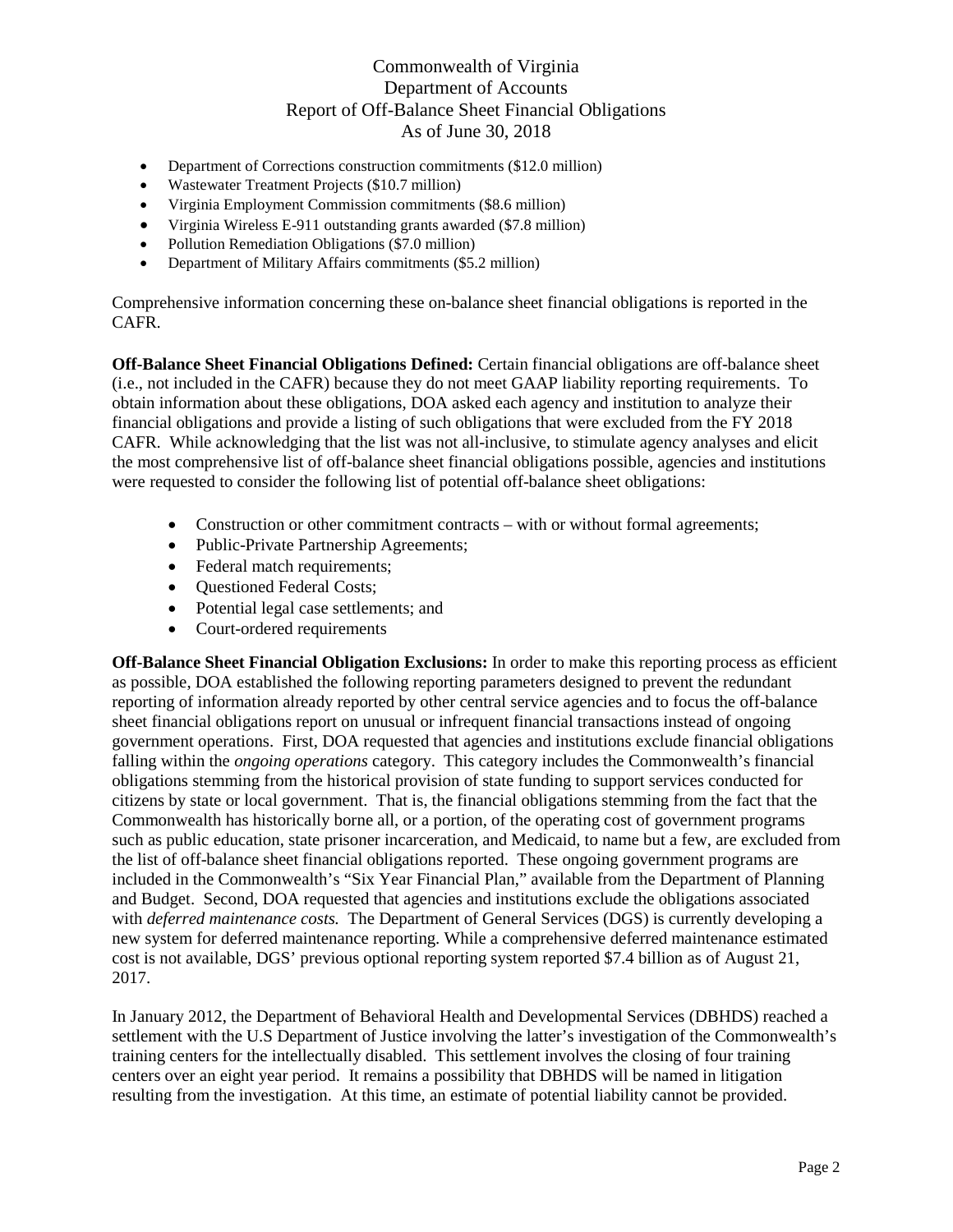- Department of Corrections construction commitments ($12.0 million)
- Wastewater Treatment Projects ($10.7 million)
- Virginia Employment Commission commitments ($8.6 million)
- Virginia Wireless E-911 outstanding grants awarded ($7.8 million)
- Pollution Remediation Obligations ($7.0 million)
- Department of Military Affairs commitments ($5.2 million)

Comprehensive information concerning these on-balance sheet financial obligations is reported in the CAFR.

**Off-Balance Sheet Financial Obligations Defined:** Certain financial obligations are off-balance sheet (i.e., not included in the CAFR) because they do not meet GAAP liability reporting requirements. To obtain information about these obligations, DOA asked each agency and institution to analyze their financial obligations and provide a listing of such obligations that were excluded from the FY 2018 CAFR. While acknowledging that the list was not all-inclusive, to stimulate agency analyses and elicit the most comprehensive list of off-balance sheet financial obligations possible, agencies and institutions were requested to consider the following list of potential off-balance sheet obligations:

- Construction or other commitment contracts – with or without formal agreements;
- Public-Private Partnership Agreements;
- Federal match requirements;
- Questioned Federal Costs;
- Potential legal case settlements; and
- Court-ordered requirements

**Off-Balance Sheet Financial Obligation Exclusions:** In order to make this reporting process as efficient as possible, DOA established the following reporting parameters designed to prevent the redundant reporting of information already reported by other central service agencies and to focus the off-balance sheet financial obligations report on unusual or infrequent financial transactions instead of ongoing government operations. First, DOA requested that agencies and institutions exclude financial obligations falling within the *ongoing operations* category. This category includes the Commonwealth's financial obligations stemming from the historical provision of state funding to support services conducted for citizens by state or local government. That is, the financial obligations stemming from the fact that the Commonwealth has historically borne all, or a portion, of the operating cost of government programs such as public education, state prisoner incarceration, and Medicaid, to name but a few, are excluded from the list of off-balance sheet financial obligations reported. These ongoing government programs are included in the Commonwealth's "Six Year Financial Plan," available from the Department of Planning and Budget. Second, DOA requested that agencies and institutions exclude the obligations associated with *deferred maintenance costs.* The Department of General Services (DGS) is currently developing a new system for deferred maintenance reporting. While a comprehensive deferred maintenance estimated cost is not available, DGS' previous optional reporting system reported $7.4 billion as of August 21, 2017.

In January 2012, the Department of Behavioral Health and Developmental Services (DBHDS) reached a settlement with the U.S Department of Justice involving the latter's investigation of the Commonwealth's training centers for the intellectually disabled. This settlement involves the closing of four training centers over an eight year period. It remains a possibility that DBHDS will be named in litigation resulting from the investigation. At this time, an estimate of potential liability cannot be provided.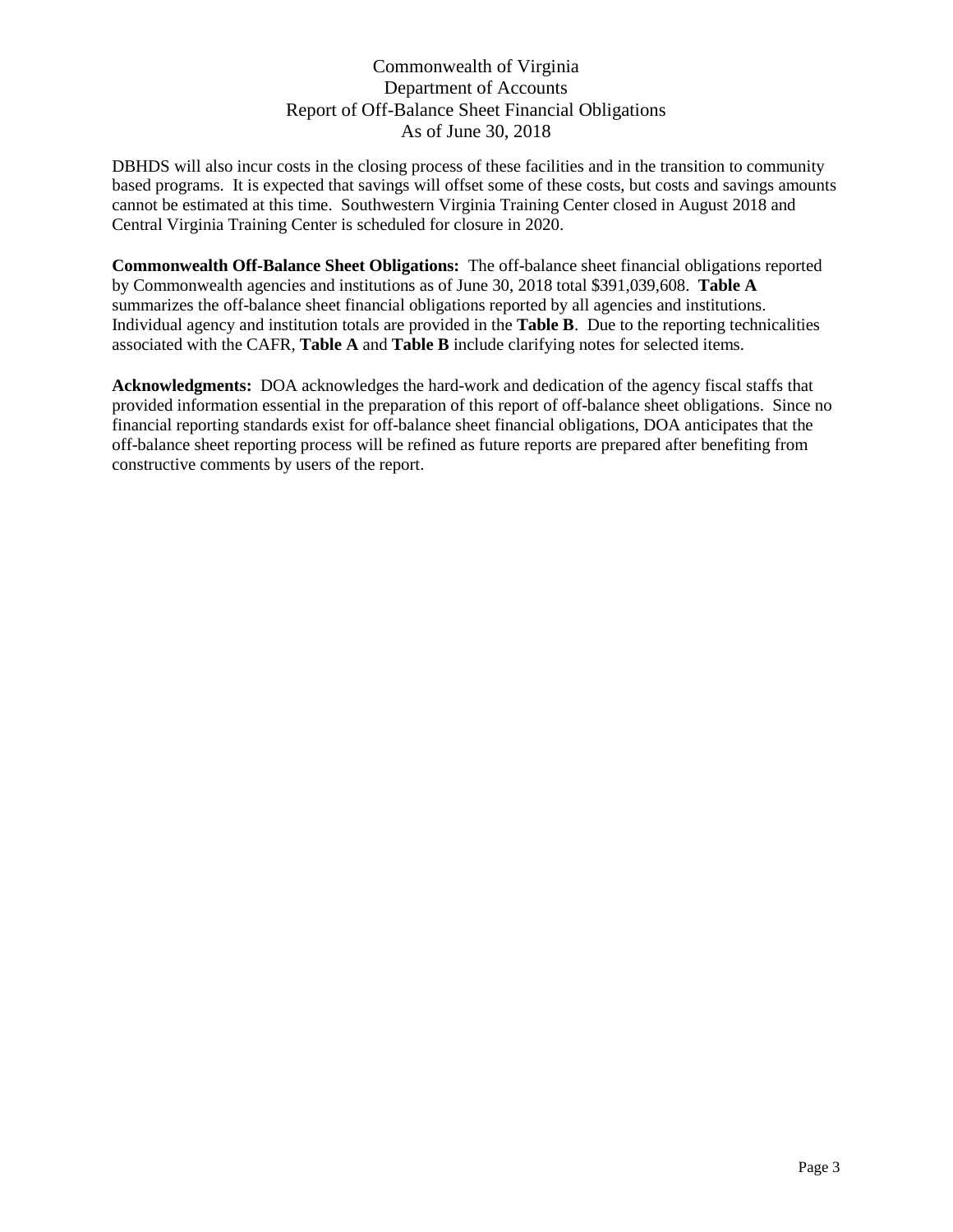DBHDS will also incur costs in the closing process of these facilities and in the transition to community based programs. It is expected that savings will offset some of these costs, but costs and savings amounts cannot be estimated at this time. Southwestern Virginia Training Center closed in August 2018 and Central Virginia Training Center is scheduled for closure in 2020.

**Commonwealth Off-Balance Sheet Obligations:** The off-balance sheet financial obligations reported by Commonwealth agencies and institutions as of June 30, 2018 total $391,039,608. **Table A** summarizes the off-balance sheet financial obligations reported by all agencies and institutions. Individual agency and institution totals are provided in the **Table B**. Due to the reporting technicalities associated with the CAFR, **Table A** and **Table B** include clarifying notes for selected items.

**Acknowledgments:** DOA acknowledges the hard-work and dedication of the agency fiscal staffs that provided information essential in the preparation of this report of off-balance sheet obligations. Since no financial reporting standards exist for off-balance sheet financial obligations, DOA anticipates that the off-balance sheet reporting process will be refined as future reports are prepared after benefiting from constructive comments by users of the report.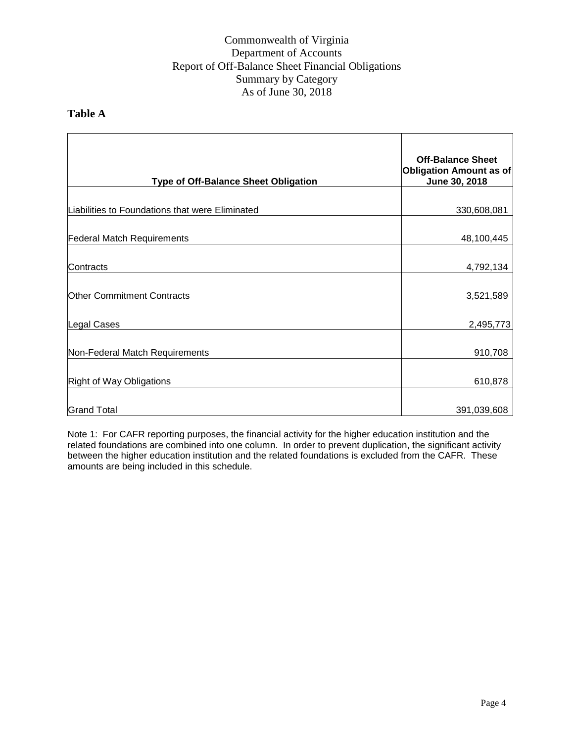# Commonwealth of Virginia
# Department of Accounts
# Report of Off-Balance Sheet Financial Obligations
# Summary by Category
# As of June 30, 2018

## Table A

| Type of Off-Balance Sheet Obligation | Off-Balance Sheet Obligation Amount as of June 30, 2018 |
|---|---|
| Liabilities to Foundations that were Eliminated | 330,608,081 |
| Federal Match Requirements | 48,100,445 |
| Contracts | 4,792,134 |
| Other Commitment Contracts | 3,521,589 |
| Legal Cases | 2,495,773 |
| Non-Federal Match Requirements | 910,708 |
| Right of Way Obligations | 610,878 |
| Grand Total | 391,039,608 |

Note 1: For CAFR reporting purposes, the financial activity for the higher education institution and the related foundations are combined into one column. In order to prevent duplication, the significant activity between the higher education institution and the related foundations is excluded from the CAFR. These amounts are being included in this schedule.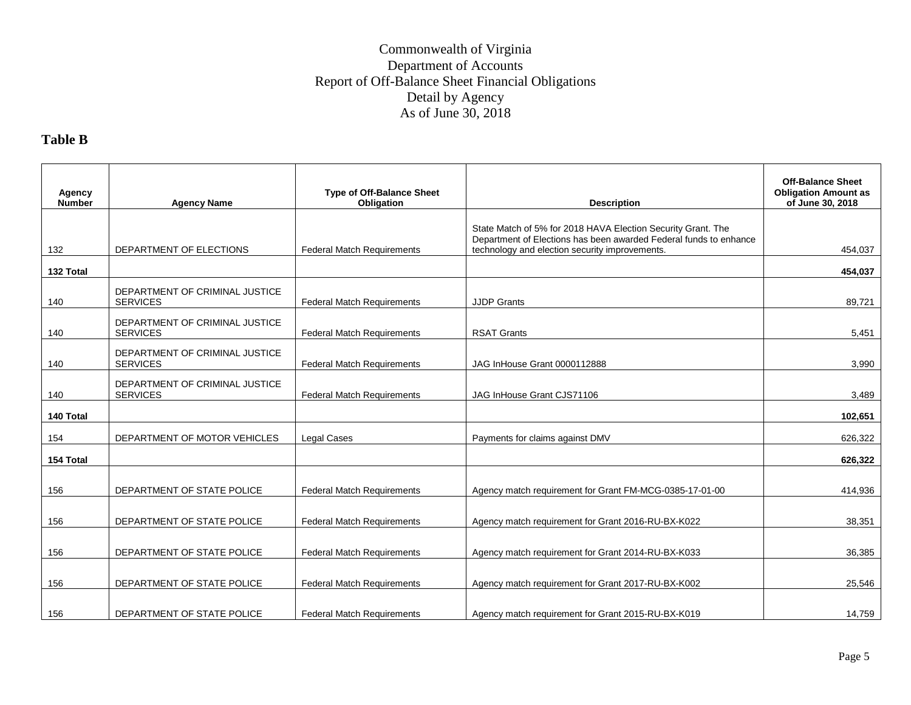Commonwealth of Virginia
Department of Accounts
Report of Off-Balance Sheet Financial Obligations
Detail by Agency
As of June 30, 2018

## Table B

| Agency Number | Agency Name | Type of Off-Balance Sheet Obligation | Description | Off-Balance Sheet Obligation Amount as of June 30, 2018 |
|---|---|---|---|---|
| 132 | DEPARTMENT OF ELECTIONS | Federal Match Requirements | State Match of 5% for 2018 HAVA Election Security Grant. The Department of Elections has been awarded Federal funds to enhance technology and election security improvements. | 454,037 |
| **132 Total** | | | | **454,037** |
| 140 | DEPARTMENT OF CRIMINAL JUSTICE SERVICES | Federal Match Requirements | JJDP Grants | 89,721 |
| 140 | DEPARTMENT OF CRIMINAL JUSTICE SERVICES | Federal Match Requirements | RSAT Grants | 5,451 |
| 140 | DEPARTMENT OF CRIMINAL JUSTICE SERVICES | Federal Match Requirements | JAG InHouse Grant 0000112888 | 3,990 |
| 140 | DEPARTMENT OF CRIMINAL JUSTICE SERVICES | Federal Match Requirements | JAG InHouse Grant CJS71106 | 3,489 |
| **140 Total** | | | | **102,651** |
| 154 | DEPARTMENT OF MOTOR VEHICLES | Legal Cases | Payments for claims against DMV | 626,322 |
| **154 Total** | | | | **626,322** |
| 156 | DEPARTMENT OF STATE POLICE | Federal Match Requirements | Agency match requirement for Grant FM-MCG-0385-17-01-00 | 414,936 |
| 156 | DEPARTMENT OF STATE POLICE | Federal Match Requirements | Agency match requirement for Grant 2016-RU-BX-K022 | 38,351 |
| 156 | DEPARTMENT OF STATE POLICE | Federal Match Requirements | Agency match requirement for Grant 2014-RU-BX-K033 | 36,385 |
| 156 | DEPARTMENT OF STATE POLICE | Federal Match Requirements | Agency match requirement for Grant 2017-RU-BX-K002 | 25,546 |
| 156 | DEPARTMENT OF STATE POLICE | Federal Match Requirements | Agency match requirement for Grant 2015-RU-BX-K019 | 14,759 |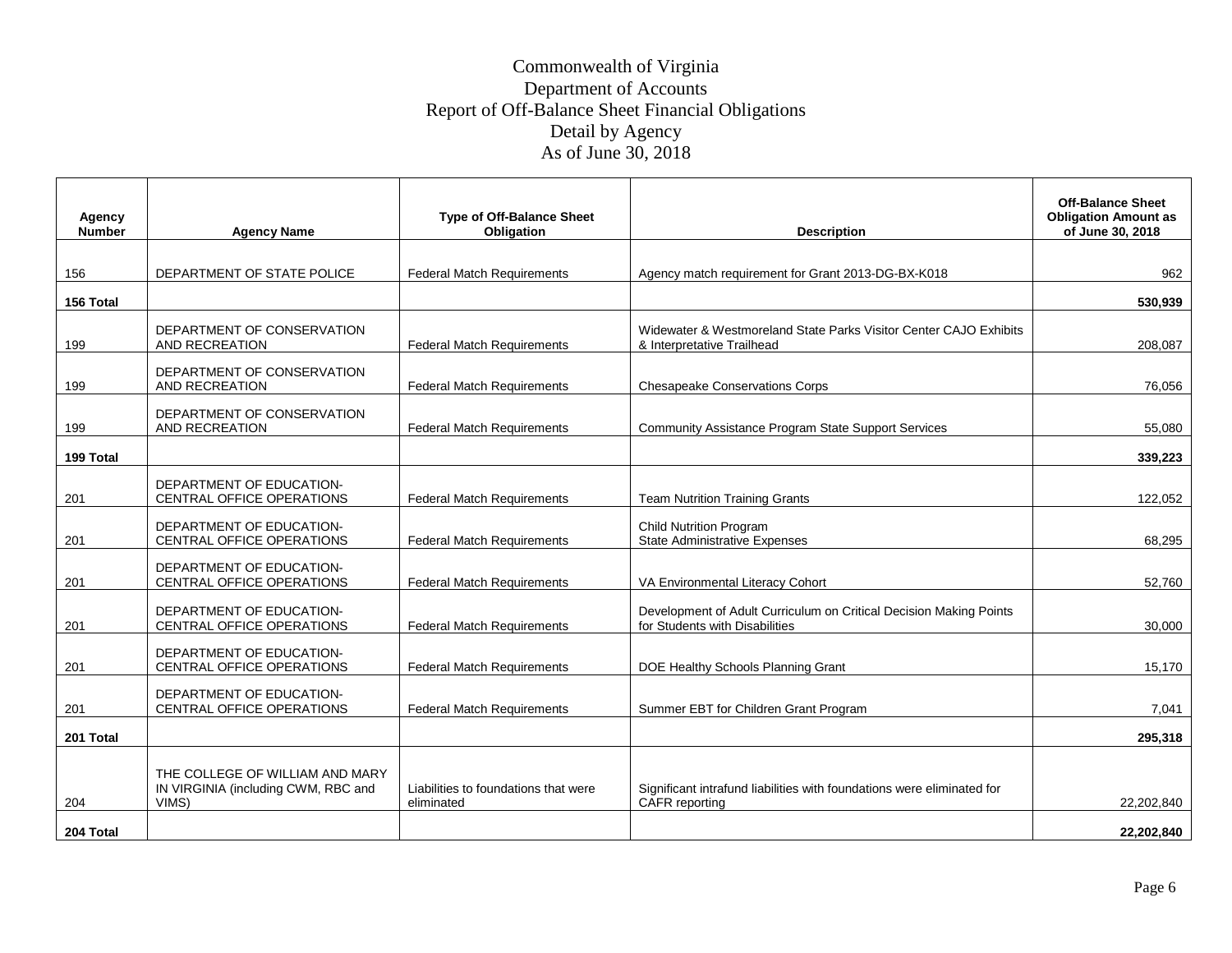# Commonwealth of Virginia
## Department of Accounts
## Report of Off-Balance Sheet Financial Obligations
## Detail by Agency
## As of June 30, 2018

| Agency Number | Agency Name | Type of Off-Balance Sheet Obligation | Description | Off-Balance Sheet Obligation Amount as of June 30, 2018 |
|---|---|---|---|---|
| 156 | DEPARTMENT OF STATE POLICE | Federal Match Requirements | Agency match requirement for Grant 2013-DG-BX-K018 | 962 |
| **156 Total** | | | | **530,939** |
| 199 | DEPARTMENT OF CONSERVATION AND RECREATION | Federal Match Requirements | Widewater & Westmoreland State Parks Visitor Center CAJO Exhibits & Interpretative Trailhead | 208,087 |
| 199 | DEPARTMENT OF CONSERVATION AND RECREATION | Federal Match Requirements | Chesapeake Conservations Corps | 76,056 |
| 199 | DEPARTMENT OF CONSERVATION AND RECREATION | Federal Match Requirements | Community Assistance Program State Support Services | 55,080 |
| **199 Total** | | | | **339,223** |
| 201 | DEPARTMENT OF EDUCATION-CENTRAL OFFICE OPERATIONS | Federal Match Requirements | Team Nutrition Training Grants | 122,052 |
| 201 | DEPARTMENT OF EDUCATION-CENTRAL OFFICE OPERATIONS | Federal Match Requirements | Child Nutrition Program State Administrative Expenses | 68,295 |
| 201 | DEPARTMENT OF EDUCATION-CENTRAL OFFICE OPERATIONS | Federal Match Requirements | VA Environmental Literacy Cohort | 52,760 |
| 201 | DEPARTMENT OF EDUCATION-CENTRAL OFFICE OPERATIONS | Federal Match Requirements | Development of Adult Curriculum on Critical Decision Making Points for Students with Disabilities | 30,000 |
| 201 | DEPARTMENT OF EDUCATION-CENTRAL OFFICE OPERATIONS | Federal Match Requirements | DOE Healthy Schools Planning Grant | 15,170 |
| 201 | DEPARTMENT OF EDUCATION-CENTRAL OFFICE OPERATIONS | Federal Match Requirements | Summer EBT for Children Grant Program | 7,041 |
| **201 Total** | | | | **295,318** |
| 204 | THE COLLEGE OF WILLIAM AND MARY IN VIRGINIA (including CWM, RBC and VIMS) | Liabilities to foundations that were eliminated | Significant intrafund liabilities with foundations were eliminated for CAFR reporting | 22,202,840 |
| **204 Total** | | | | **22,202,840** |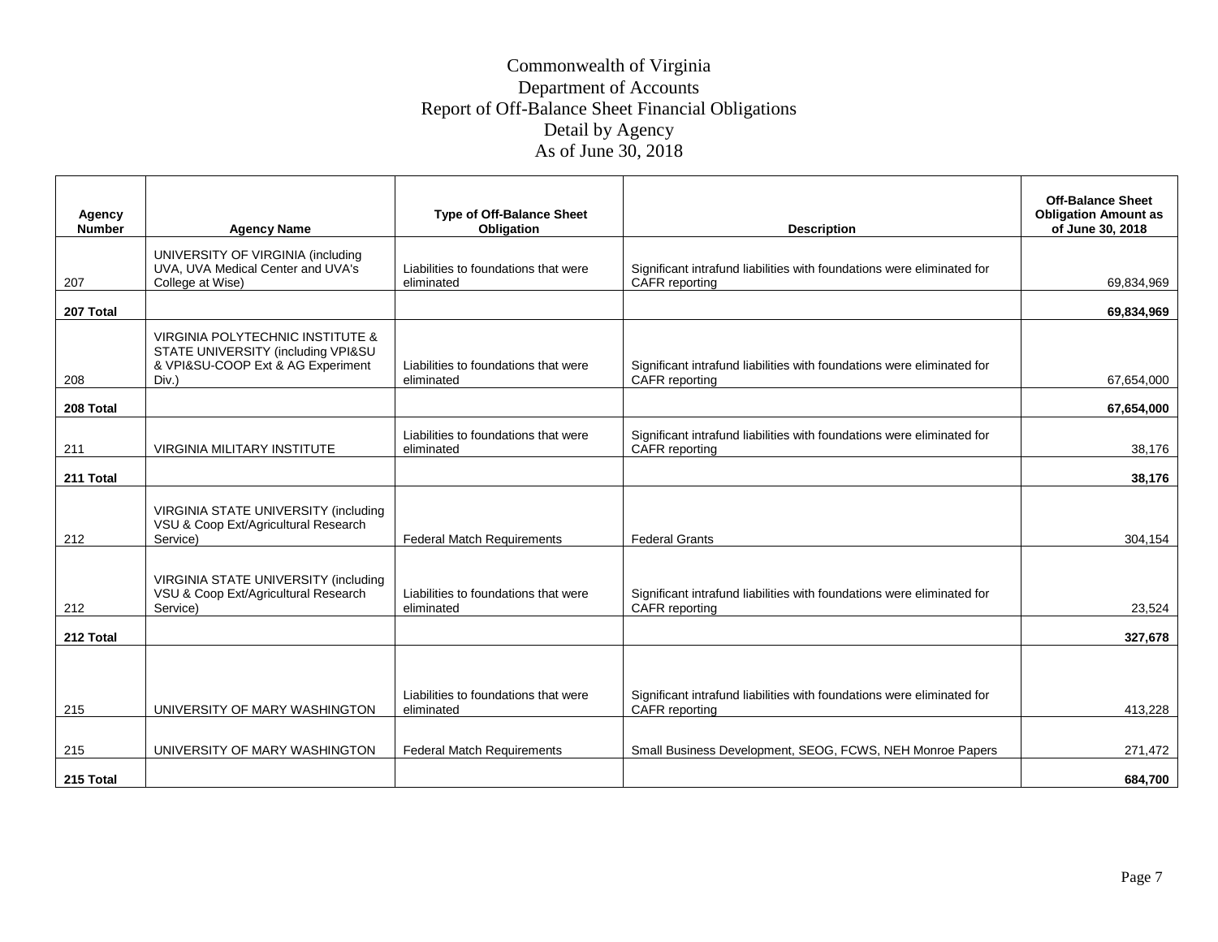# Commonwealth of Virginia
# Department of Accounts
# Report of Off-Balance Sheet Financial Obligations
# Detail by Agency
# As of June 30, 2018

| Agency Number | Agency Name | Type of Off-Balance Sheet Obligation | Description | Off-Balance Sheet Obligation Amount as of June 30, 2018 |
|---|---|---|---|---|
| 207 | UNIVERSITY OF VIRGINIA (including UVA, UVA Medical Center and UVA's College at Wise) | Liabilities to foundations that were eliminated | Significant intrafund liabilities with foundations were eliminated for CAFR reporting | 69,834,969 |
| **207 Total** | | | | **69,834,969** |
| 208 | VIRGINIA POLYTECHNIC INSTITUTE & STATE UNIVERSITY (including VPI&SU & VPI&SU-COOP Ext & AG Experiment Div.) | Liabilities to foundations that were eliminated | Significant intrafund liabilities with foundations were eliminated for CAFR reporting | 67,654,000 |
| **208 Total** | | | | **67,654,000** |
| 211 | VIRGINIA MILITARY INSTITUTE | Liabilities to foundations that were eliminated | Significant intrafund liabilities with foundations were eliminated for CAFR reporting | 38,176 |
| **211 Total** | | | | **38,176** |
| 212 | VIRGINIA STATE UNIVERSITY (including VSU & Coop Ext/Agricultural Research Service) | Federal Match Requirements | Federal Grants | 304,154 |
| 212 | VIRGINIA STATE UNIVERSITY (including VSU & Coop Ext/Agricultural Research Service) | Liabilities to foundations that were eliminated | Significant intrafund liabilities with foundations were eliminated for CAFR reporting | 23,524 |
| **212 Total** | | | | **327,678** |
| 215 | UNIVERSITY OF MARY WASHINGTON | Liabilities to foundations that were eliminated | Significant intrafund liabilities with foundations were eliminated for CAFR reporting | 413,228 |
| 215 | UNIVERSITY OF MARY WASHINGTON | Federal Match Requirements | Small Business Development, SEOG, FCWS, NEH Monroe Papers | 271,472 |
| **215 Total** | | | | **684,700** |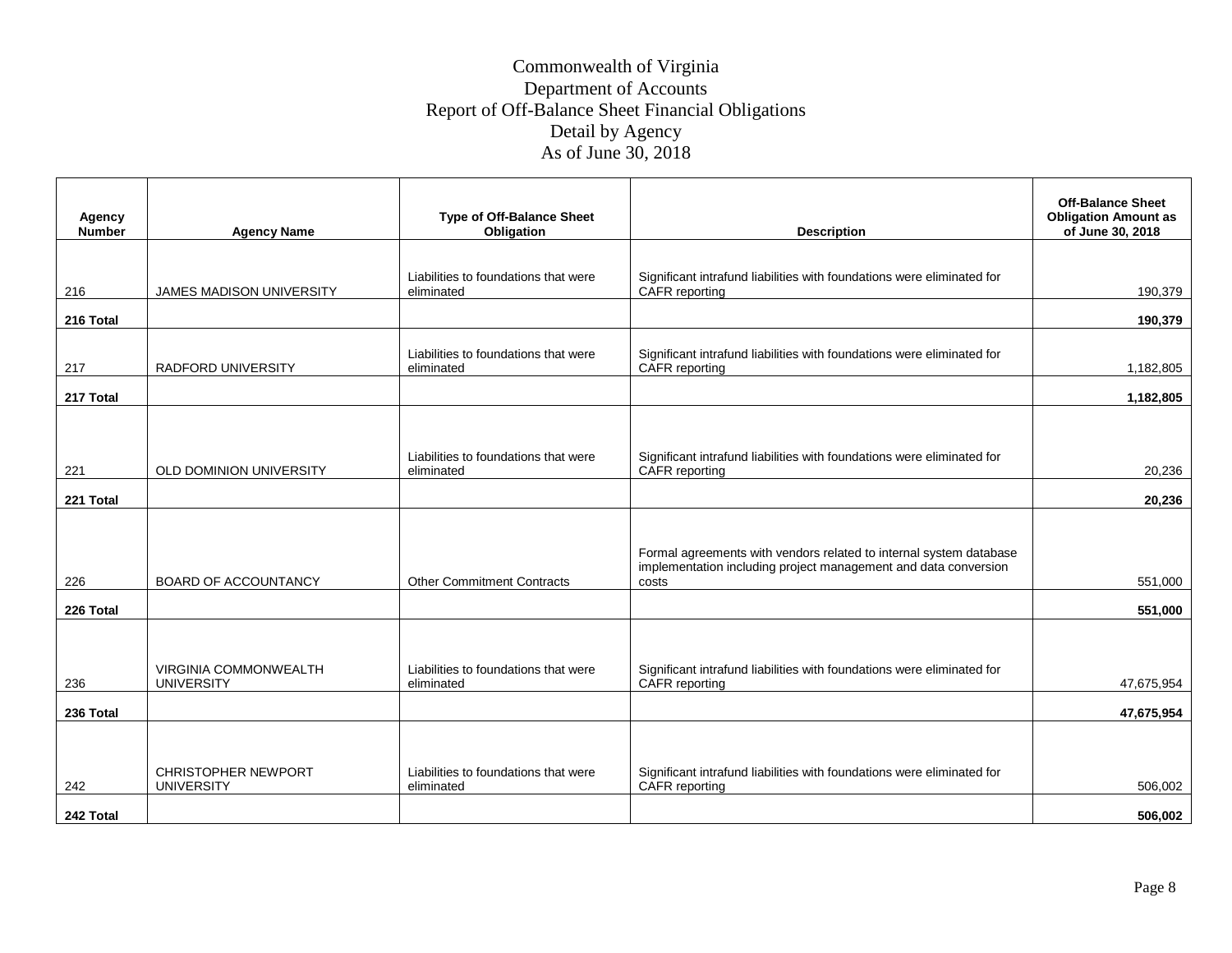# Commonwealth of Virginia
# Department of Accounts
# Report of Off-Balance Sheet Financial Obligations
# Detail by Agency
# As of June 30, 2018

| Agency Number | Agency Name | Type of Off-Balance Sheet Obligation | Description | Off-Balance Sheet Obligation Amount as of June 30, 2018 |
|---|---|---|---|---|
| 216 | JAMES MADISON UNIVERSITY | Liabilities to foundations that were eliminated | Significant intrafund liabilities with foundations were eliminated for CAFR reporting | 190,379 |
| **216 Total** | | | | **190,379** |
| 217 | RADFORD UNIVERSITY | Liabilities to foundations that were eliminated | Significant intrafund liabilities with foundations were eliminated for CAFR reporting | 1,182,805 |
| **217 Total** | | | | **1,182,805** |
| 221 | OLD DOMINION UNIVERSITY | Liabilities to foundations that were eliminated | Significant intrafund liabilities with foundations were eliminated for CAFR reporting | 20,236 |
| **221 Total** | | | | **20,236** |
| 226 | BOARD OF ACCOUNTANCY | Other Commitment Contracts | Formal agreements with vendors related to internal system database implementation including project management and data conversion costs | 551,000 |
| **226 Total** | | | | **551,000** |
| 236 | VIRGINIA COMMONWEALTH UNIVERSITY | Liabilities to foundations that were eliminated | Significant intrafund liabilities with foundations were eliminated for CAFR reporting | 47,675,954 |
| **236 Total** | | | | **47,675,954** |
| 242 | CHRISTOPHER NEWPORT UNIVERSITY | Liabilities to foundations that were eliminated | Significant intrafund liabilities with foundations were eliminated for CAFR reporting | 506,002 |
| **242 Total** | | | | **506,002** |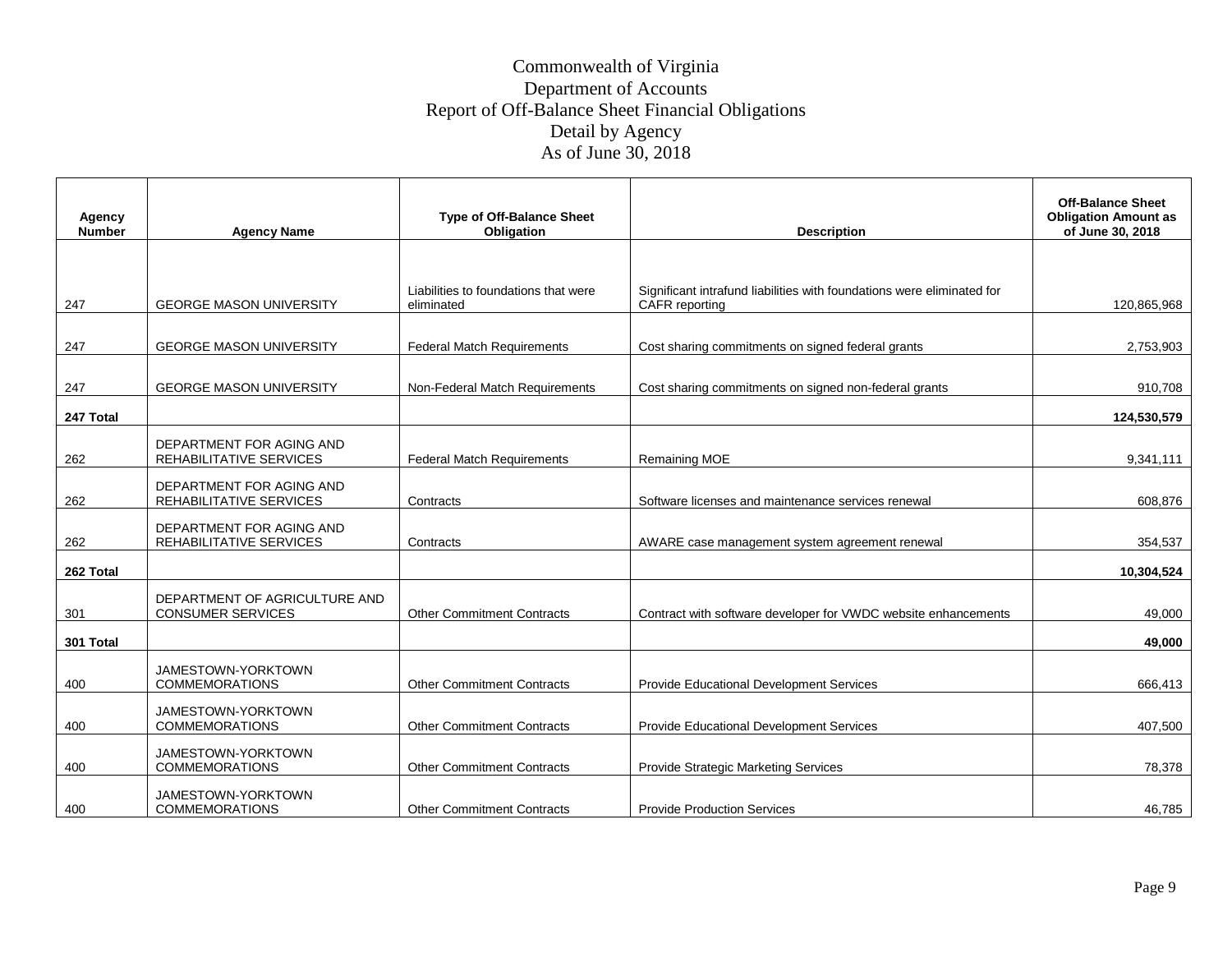# Commonwealth of Virginia
## Department of Accounts
## Report of Off-Balance Sheet Financial Obligations
## Detail by Agency
## As of June 30, 2018

| Agency Number | Agency Name | Type of Off-Balance Sheet Obligation | Description | Off-Balance Sheet Obligation Amount as of June 30, 2018 |
|---|---|---|---|---|
| 247 | GEORGE MASON UNIVERSITY | Liabilities to foundations that were eliminated | Significant intrafund liabilities with foundations were eliminated for CAFR reporting | 120,865,968 |
| 247 | GEORGE MASON UNIVERSITY | Federal Match Requirements | Cost sharing commitments on signed federal grants | 2,753,903 |
| 247 | GEORGE MASON UNIVERSITY | Non-Federal Match Requirements | Cost sharing commitments on signed non-federal grants | 910,708 |
| **247 Total** | | | | **124,530,579** |
| 262 | DEPARTMENT FOR AGING AND REHABILITATIVE SERVICES | Federal Match Requirements | Remaining MOE | 9,341,111 |
| 262 | DEPARTMENT FOR AGING AND REHABILITATIVE SERVICES | Contracts | Software licenses and maintenance services renewal | 608,876 |
| 262 | DEPARTMENT FOR AGING AND REHABILITATIVE SERVICES | Contracts | AWARE case management system agreement renewal | 354,537 |
| **262 Total** | | | | **10,304,524** |
| 301 | DEPARTMENT OF AGRICULTURE AND CONSUMER SERVICES | Other Commitment Contracts | Contract with software developer for VWDC website enhancements | 49,000 |
| **301 Total** | | | | **49,000** |
| 400 | JAMESTOWN-YORKTOWN COMMEMORATIONS | Other Commitment Contracts | Provide Educational Development Services | 666,413 |
| 400 | JAMESTOWN-YORKTOWN COMMEMORATIONS | Other Commitment Contracts | Provide Educational Development Services | 407,500 |
| 400 | JAMESTOWN-YORKTOWN COMMEMORATIONS | Other Commitment Contracts | Provide Strategic Marketing Services | 78,378 |
| 400 | JAMESTOWN-YORKTOWN COMMEMORATIONS | Other Commitment Contracts | Provide Production Services | 46,785 |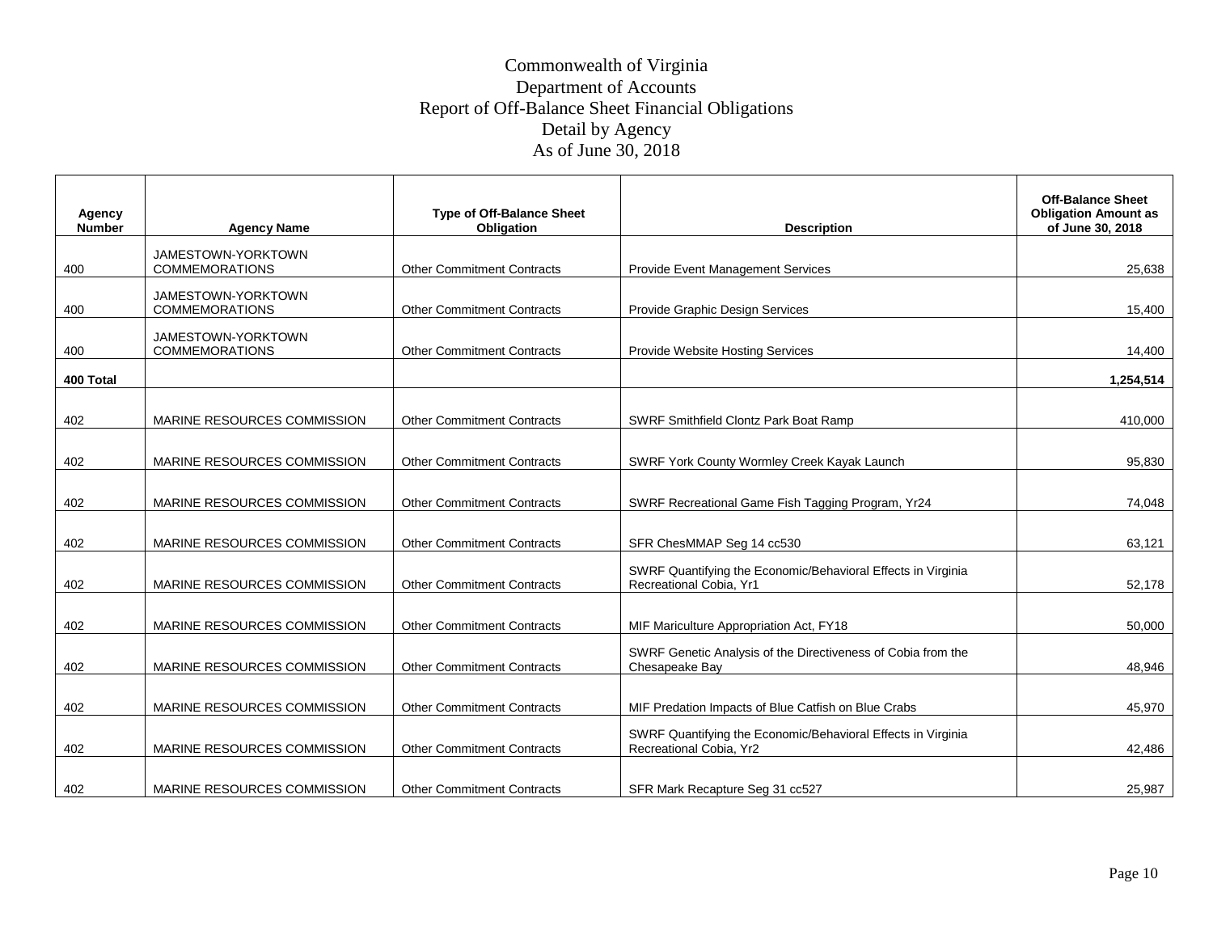# Commonwealth of Virginia
## Department of Accounts
## Report of Off-Balance Sheet Financial Obligations
## Detail by Agency
## As of June 30, 2018

| Agency Number | Agency Name | Type of Off-Balance Sheet Obligation | Description | Off-Balance Sheet Obligation Amount as of June 30, 2018 |
|---|---|---|---|---|
| 400 | JAMESTOWN-YORKTOWN COMMEMORATIONS | Other Commitment Contracts | Provide Event Management Services | 25,638 |
| 400 | JAMESTOWN-YORKTOWN COMMEMORATIONS | Other Commitment Contracts | Provide Graphic Design Services | 15,400 |
| 400 | JAMESTOWN-YORKTOWN COMMEMORATIONS | Other Commitment Contracts | Provide Website Hosting Services | 14,400 |
| **400 Total** | | | | **1,254,514** |
| 402 | MARINE RESOURCES COMMISSION | Other Commitment Contracts | SWRF Smithfield Clontz Park Boat Ramp | 410,000 |
| 402 | MARINE RESOURCES COMMISSION | Other Commitment Contracts | SWRF York County Wormley Creek Kayak Launch | 95,830 |
| 402 | MARINE RESOURCES COMMISSION | Other Commitment Contracts | SWRF Recreational Game Fish Tagging Program, Yr24 | 74,048 |
| 402 | MARINE RESOURCES COMMISSION | Other Commitment Contracts | SFR ChesMMAP Seg 14 cc530 | 63,121 |
| 402 | MARINE RESOURCES COMMISSION | Other Commitment Contracts | SWRF Quantifying the Economic/Behavioral Effects in Virginia Recreational Cobia, Yr1 | 52,178 |
| 402 | MARINE RESOURCES COMMISSION | Other Commitment Contracts | MIF Mariculture Appropriation Act, FY18 | 50,000 |
| 402 | MARINE RESOURCES COMMISSION | Other Commitment Contracts | SWRF Genetic Analysis of the Directiveness of Cobia from the Chesapeake Bay | 48,946 |
| 402 | MARINE RESOURCES COMMISSION | Other Commitment Contracts | MIF Predation Impacts of Blue Catfish on Blue Crabs | 45,970 |
| 402 | MARINE RESOURCES COMMISSION | Other Commitment Contracts | SWRF Quantifying the Economic/Behavioral Effects in Virginia Recreational Cobia, Yr2 | 42,486 |
| 402 | MARINE RESOURCES COMMISSION | Other Commitment Contracts | SFR Mark Recapture Seg 31 cc527 | 25,987 |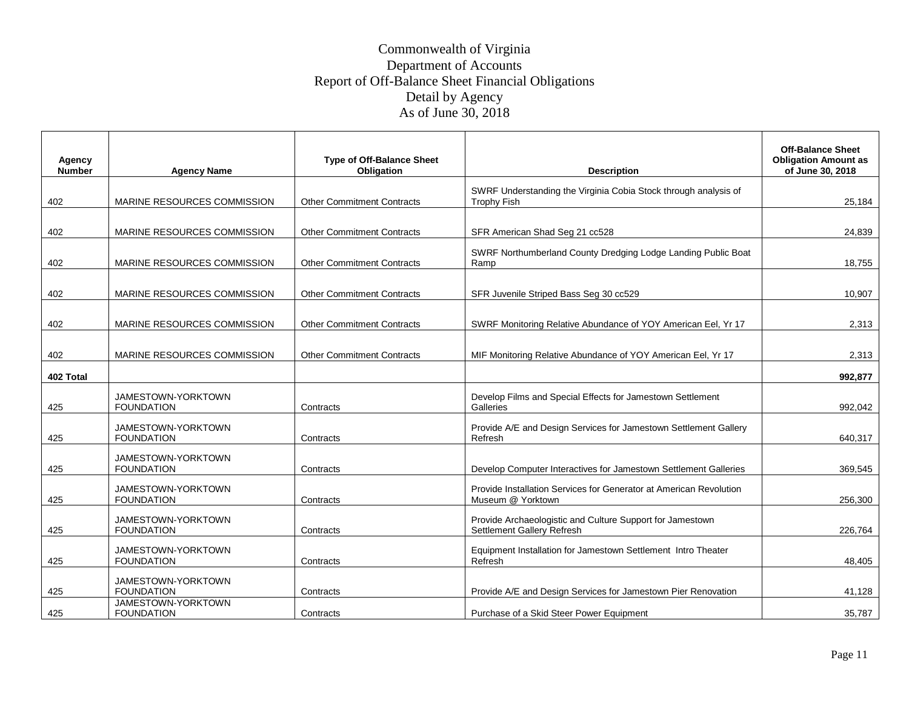# Commonwealth of Virginia
## Department of Accounts
## Report of Off-Balance Sheet Financial Obligations
## Detail by Agency
## As of June 30, 2018

| Agency Number | Agency Name | Type of Off-Balance Sheet Obligation | Description | Off-Balance Sheet Obligation Amount as of June 30, 2018 |
|---|---|---|---|---|
| 402 | MARINE RESOURCES COMMISSION | Other Commitment Contracts | SWRF Understanding the Virginia Cobia Stock through analysis of Trophy Fish | 25,184 |
| 402 | MARINE RESOURCES COMMISSION | Other Commitment Contracts | SFR American Shad Seg 21 cc528 | 24,839 |
| 402 | MARINE RESOURCES COMMISSION | Other Commitment Contracts | SWRF Northumberland County Dredging Lodge Landing Public Boat Ramp | 18,755 |
| 402 | MARINE RESOURCES COMMISSION | Other Commitment Contracts | SFR Juvenile Striped Bass Seg 30 cc529 | 10,907 |
| 402 | MARINE RESOURCES COMMISSION | Other Commitment Contracts | SWRF Monitoring Relative Abundance of YOY American Eel, Yr 17 | 2,313 |
| 402 | MARINE RESOURCES COMMISSION | Other Commitment Contracts | MIF Monitoring Relative Abundance of YOY American Eel, Yr 17 | 2,313 |
| **402 Total** | | | | **992,877** |
| 425 | JAMESTOWN-YORKTOWN FOUNDATION | Contracts | Develop Films and Special Effects for Jamestown Settlement Galleries | 992,042 |
| 425 | JAMESTOWN-YORKTOWN FOUNDATION | Contracts | Provide A/E and Design Services for Jamestown Settlement Gallery Refresh | 640,317 |
| 425 | JAMESTOWN-YORKTOWN FOUNDATION | Contracts | Develop Computer Interactives for Jamestown Settlement Galleries | 369,545 |
| 425 | JAMESTOWN-YORKTOWN FOUNDATION | Contracts | Provide Installation Services for Generator at American Revolution Museum @ Yorktown | 256,300 |
| 425 | JAMESTOWN-YORKTOWN FOUNDATION | Contracts | Provide Archaeologistic and Culture Support for Jamestown Settlement Gallery Refresh | 226,764 |
| 425 | JAMESTOWN-YORKTOWN FOUNDATION | Contracts | Equipment Installation for Jamestown Settlement Intro Theater Refresh | 48,405 |
| 425 | JAMESTOWN-YORKTOWN FOUNDATION | Contracts | Provide A/E and Design Services for Jamestown Pier Renovation | 41,128 |
| 425 | JAMESTOWN-YORKTOWN FOUNDATION | Contracts | Purchase of a Skid Steer Power Equipment | 35,787 |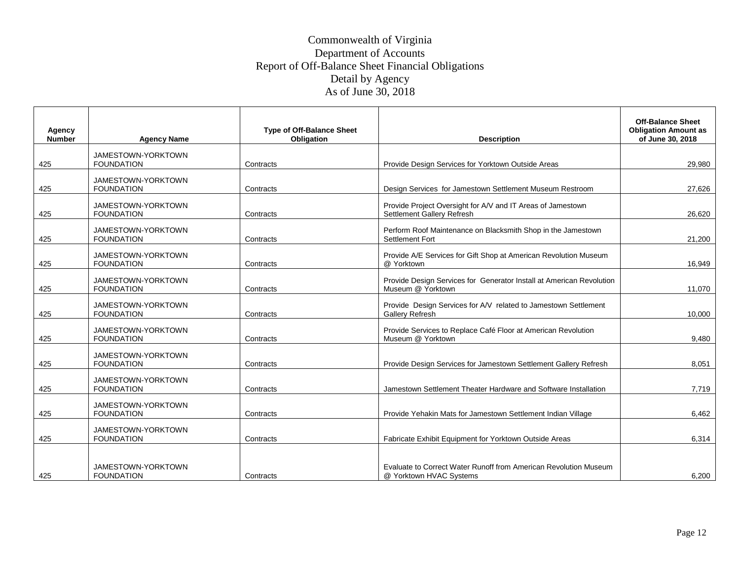# Commonwealth of Virginia
## Department of Accounts
## Report of Off-Balance Sheet Financial Obligations
## Detail by Agency
## As of June 30, 2018

| Agency Number | Agency Name | Type of Off-Balance Sheet Obligation | Description | Off-Balance Sheet Obligation Amount as of June 30, 2018 |
|---|---|---|---|---|
| 425 | JAMESTOWN-YORKTOWN FOUNDATION | Contracts | Provide Design Services for Yorktown Outside Areas | 29,980 |
| 425 | JAMESTOWN-YORKTOWN FOUNDATION | Contracts | Design Services for Jamestown Settlement Museum Restroom | 27,626 |
| 425 | JAMESTOWN-YORKTOWN FOUNDATION | Contracts | Provide Project Oversight for A/V and IT Areas of Jamestown Settlement Gallery Refresh | 26,620 |
| 425 | JAMESTOWN-YORKTOWN FOUNDATION | Contracts | Perform Roof Maintenance on Blacksmith Shop in the Jamestown Settlement Fort | 21,200 |
| 425 | JAMESTOWN-YORKTOWN FOUNDATION | Contracts | Provide A/E Services for Gift Shop at American Revolution Museum @ Yorktown | 16,949 |
| 425 | JAMESTOWN-YORKTOWN FOUNDATION | Contracts | Provide Design Services for Generator Install at American Revolution Museum @ Yorktown | 11,070 |
| 425 | JAMESTOWN-YORKTOWN FOUNDATION | Contracts | Provide Design Services for A/V related to Jamestown Settlement Gallery Refresh | 10,000 |
| 425 | JAMESTOWN-YORKTOWN FOUNDATION | Contracts | Provide Services to Replace Café Floor at American Revolution Museum @ Yorktown | 9,480 |
| 425 | JAMESTOWN-YORKTOWN FOUNDATION | Contracts | Provide Design Services for Jamestown Settlement Gallery Refresh | 8,051 |
| 425 | JAMESTOWN-YORKTOWN FOUNDATION | Contracts | Jamestown Settlement Theater Hardware and Software Installation | 7,719 |
| 425 | JAMESTOWN-YORKTOWN FOUNDATION | Contracts | Provide Yehakin Mats for Jamestown Settlement Indian Village | 6,462 |
| 425 | JAMESTOWN-YORKTOWN FOUNDATION | Contracts | Fabricate Exhibit Equipment for Yorktown Outside Areas | 6,314 |
| 425 | JAMESTOWN-YORKTOWN FOUNDATION | Contracts | Evaluate to Correct Water Runoff from American Revolution Museum @ Yorktown HVAC Systems | 6,200 |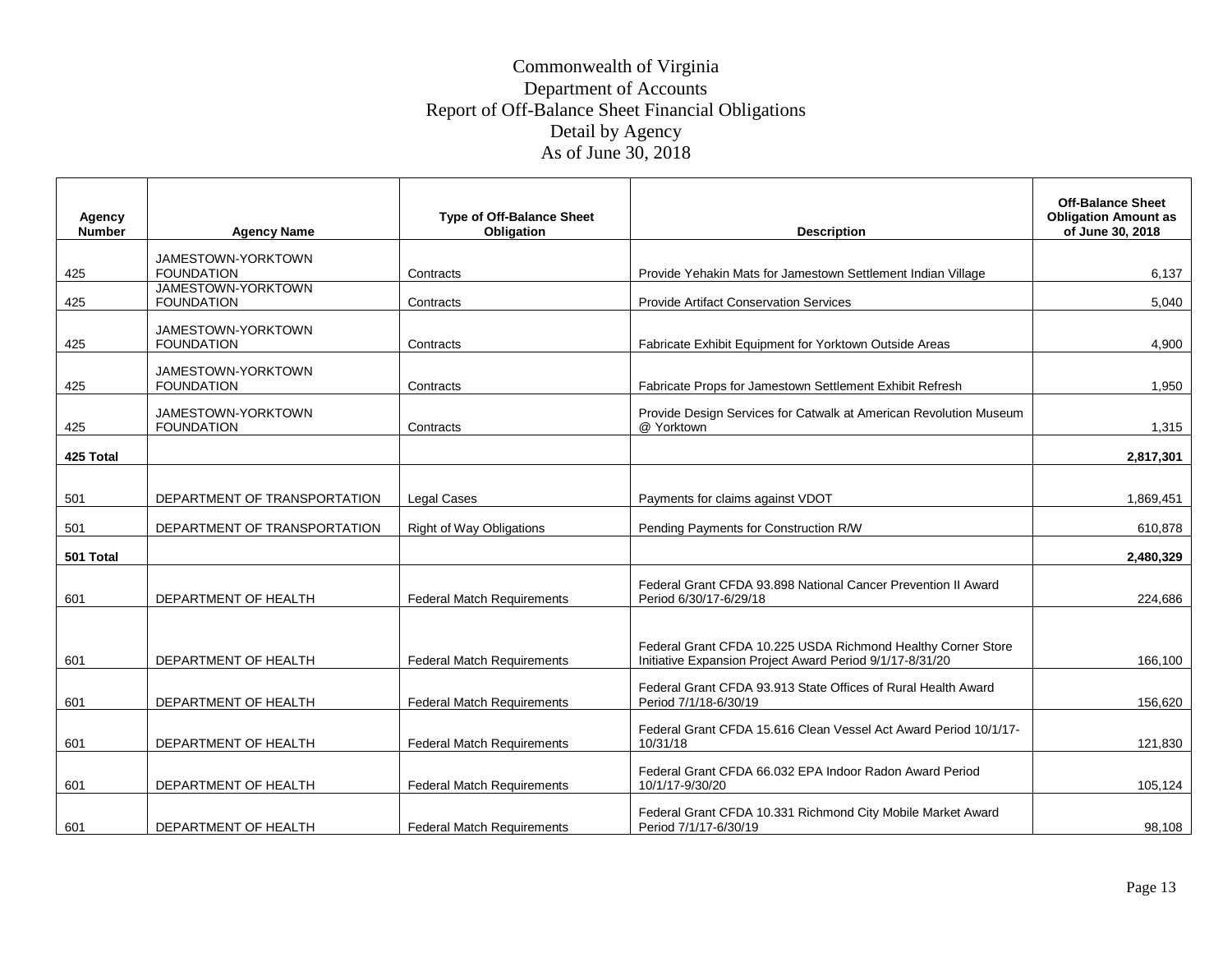# Commonwealth of Virginia
## Department of Accounts
## Report of Off-Balance Sheet Financial Obligations
## Detail by Agency
## As of June 30, 2018

| Agency Number | Agency Name | Type of Off-Balance Sheet Obligation | Description | Off-Balance Sheet Obligation Amount as of June 30, 2018 |
|---|---|---|---|---|
| 425 | JAMESTOWN-YORKTOWN FOUNDATION | Contracts | Provide Yehakin Mats for Jamestown Settlement Indian Village | 6,137 |
| 425 | JAMESTOWN-YORKTOWN FOUNDATION | Contracts | Provide Artifact Conservation Services | 5,040 |
| 425 | JAMESTOWN-YORKTOWN FOUNDATION | Contracts | Fabricate Exhibit Equipment for Yorktown Outside Areas | 4,900 |
| 425 | JAMESTOWN-YORKTOWN FOUNDATION | Contracts | Fabricate Props for Jamestown Settlement Exhibit Refresh | 1,950 |
| 425 | JAMESTOWN-YORKTOWN FOUNDATION | Contracts | Provide Design Services for Catwalk at American Revolution Museum @ Yorktown | 1,315 |
| **425 Total** | | | | **2,817,301** |
| 501 | DEPARTMENT OF TRANSPORTATION | Legal Cases | Payments for claims against VDOT | 1,869,451 |
| 501 | DEPARTMENT OF TRANSPORTATION | Right of Way Obligations | Pending Payments for Construction R/W | 610,878 |
| **501 Total** | | | | **2,480,329** |
| 601 | DEPARTMENT OF HEALTH | Federal Match Requirements | Federal Grant CFDA 93.898 National Cancer Prevention II Award Period 6/30/17-6/29/18 | 224,686 |
| 601 | DEPARTMENT OF HEALTH | Federal Match Requirements | Federal Grant CFDA 10.225 USDA Richmond Healthy Corner Store Initiative Expansion Project Award Period 9/1/17-8/31/20 | 166,100 |
| 601 | DEPARTMENT OF HEALTH | Federal Match Requirements | Federal Grant CFDA 93.913 State Offices of Rural Health Award Period 7/1/18-6/30/19 | 156,620 |
| 601 | DEPARTMENT OF HEALTH | Federal Match Requirements | Federal Grant CFDA 15.616 Clean Vessel Act Award Period 10/1/17-10/31/18 | 121,830 |
| 601 | DEPARTMENT OF HEALTH | Federal Match Requirements | Federal Grant CFDA 66.032 EPA Indoor Radon Award Period 10/1/17-9/30/20 | 105,124 |
| 601 | DEPARTMENT OF HEALTH | Federal Match Requirements | Federal Grant CFDA 10.331 Richmond City Mobile Market Award Period 7/1/17-6/30/19 | 98,108 |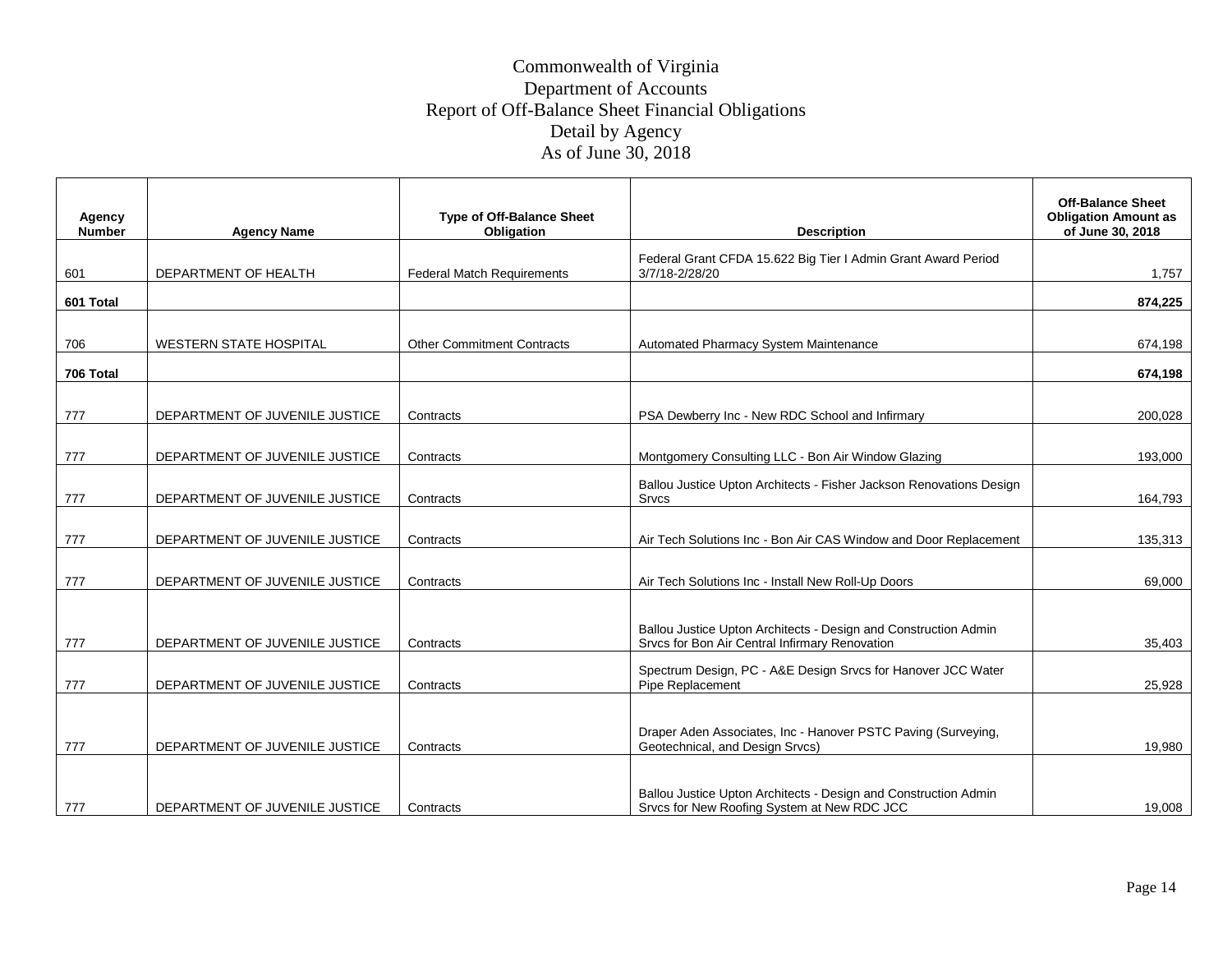# Commonwealth of Virginia
## Department of Accounts
## Report of Off-Balance Sheet Financial Obligations
## Detail by Agency
## As of June 30, 2018

| Agency Number | Agency Name | Type of Off-Balance Sheet Obligation | Description | Off-Balance Sheet Obligation Amount as of June 30, 2018 |
|---|---|---|---|---|
| 601 | DEPARTMENT OF HEALTH | Federal Match Requirements | Federal Grant CFDA 15.622 Big Tier I Admin Grant Award Period 3/7/18-2/28/20 | 1,757 |
| **601 Total** | | | | **874,225** |
| 706 | WESTERN STATE HOSPITAL | Other Commitment Contracts | Automated Pharmacy System Maintenance | 674,198 |
| **706 Total** | | | | **674,198** |
| 777 | DEPARTMENT OF JUVENILE JUSTICE | Contracts | PSA Dewberry Inc - New RDC School and Infirmary | 200,028 |
| 777 | DEPARTMENT OF JUVENILE JUSTICE | Contracts | Montgomery Consulting LLC - Bon Air Window Glazing | 193,000 |
| 777 | DEPARTMENT OF JUVENILE JUSTICE | Contracts | Ballou Justice Upton Architects - Fisher Jackson Renovations Design Srvcs | 164,793 |
| 777 | DEPARTMENT OF JUVENILE JUSTICE | Contracts | Air Tech Solutions Inc - Bon Air CAS Window and Door Replacement | 135,313 |
| 777 | DEPARTMENT OF JUVENILE JUSTICE | Contracts | Air Tech Solutions Inc - Install New Roll-Up Doors | 69,000 |
| 777 | DEPARTMENT OF JUVENILE JUSTICE | Contracts | Ballou Justice Upton Architects - Design and Construction Admin Srvcs for Bon Air Central Infirmary Renovation | 35,403 |
| 777 | DEPARTMENT OF JUVENILE JUSTICE | Contracts | Spectrum Design, PC - A&E Design Srvcs for Hanover JCC Water Pipe Replacement | 25,928 |
| 777 | DEPARTMENT OF JUVENILE JUSTICE | Contracts | Draper Aden Associates, Inc - Hanover PSTC Paving (Surveying, Geotechnical, and Design Srvcs) | 19,980 |
| 777 | DEPARTMENT OF JUVENILE JUSTICE | Contracts | Ballou Justice Upton Architects - Design and Construction Admin Srvcs for New Roofing System at New RDC JCC | 19,008 |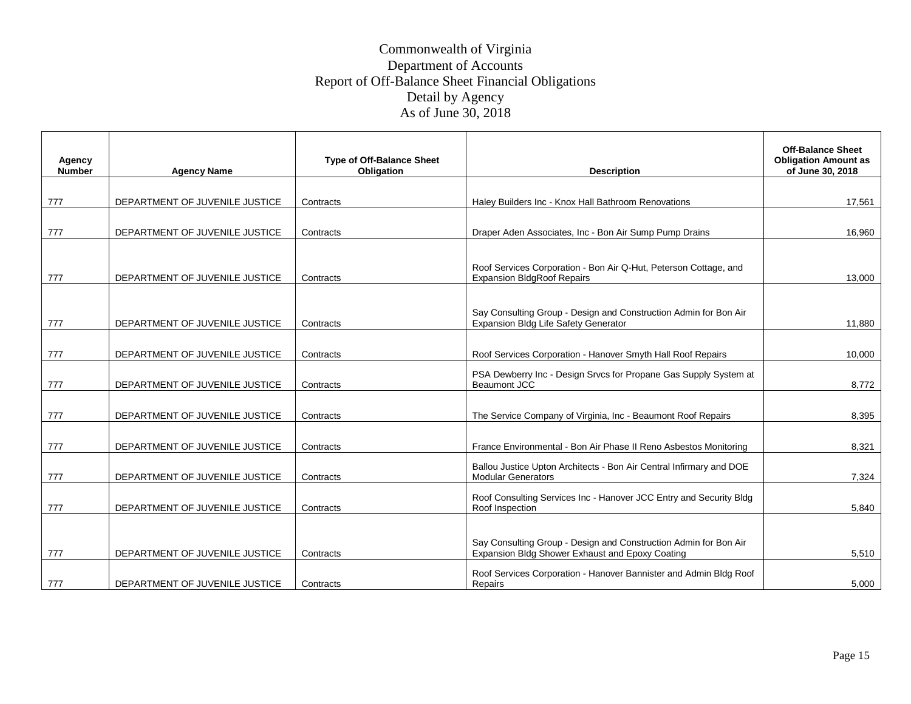# Commonwealth of Virginia
## Department of Accounts
## Report of Off-Balance Sheet Financial Obligations
## Detail by Agency
## As of June 30, 2018

| Agency Number | Agency Name | Type of Off-Balance Sheet Obligation | Description | Off-Balance Sheet Obligation Amount as of June 30, 2018 |
|---|---|---|---|---|
| 777 | DEPARTMENT OF JUVENILE JUSTICE | Contracts | Haley Builders Inc - Knox Hall Bathroom Renovations | 17,561 |
| 777 | DEPARTMENT OF JUVENILE JUSTICE | Contracts | Draper Aden Associates, Inc - Bon Air Sump Pump Drains | 16,960 |
| 777 | DEPARTMENT OF JUVENILE JUSTICE | Contracts | Roof Services Corporation - Bon Air Q-Hut, Peterson Cottage, and Expansion BldgRoof Repairs | 13,000 |
| 777 | DEPARTMENT OF JUVENILE JUSTICE | Contracts | Say Consulting Group - Design and Construction Admin for Bon Air Expansion Bldg Life Safety Generator | 11,880 |
| 777 | DEPARTMENT OF JUVENILE JUSTICE | Contracts | Roof Services Corporation - Hanover Smyth Hall Roof Repairs | 10,000 |
| 777 | DEPARTMENT OF JUVENILE JUSTICE | Contracts | PSA Dewberry Inc - Design Srvcs for Propane Gas Supply System at Beaumont JCC | 8,772 |
| 777 | DEPARTMENT OF JUVENILE JUSTICE | Contracts | The Service Company of Virginia, Inc - Beaumont Roof Repairs | 8,395 |
| 777 | DEPARTMENT OF JUVENILE JUSTICE | Contracts | France Environmental - Bon Air Phase II Reno Asbestos Monitoring | 8,321 |
| 777 | DEPARTMENT OF JUVENILE JUSTICE | Contracts | Ballou Justice Upton Architects - Bon Air Central Infirmary and DOE Modular Generators | 7,324 |
| 777 | DEPARTMENT OF JUVENILE JUSTICE | Contracts | Roof Consulting Services Inc - Hanover JCC Entry and Security Bldg Roof Inspection | 5,840 |
| 777 | DEPARTMENT OF JUVENILE JUSTICE | Contracts | Say Consulting Group - Design and Construction Admin for Bon Air Expansion Bldg Shower Exhaust and Epoxy Coating | 5,510 |
| 777 | DEPARTMENT OF JUVENILE JUSTICE | Contracts | Roof Services Corporation - Hanover Bannister and Admin Bldg Roof Repairs | 5,000 |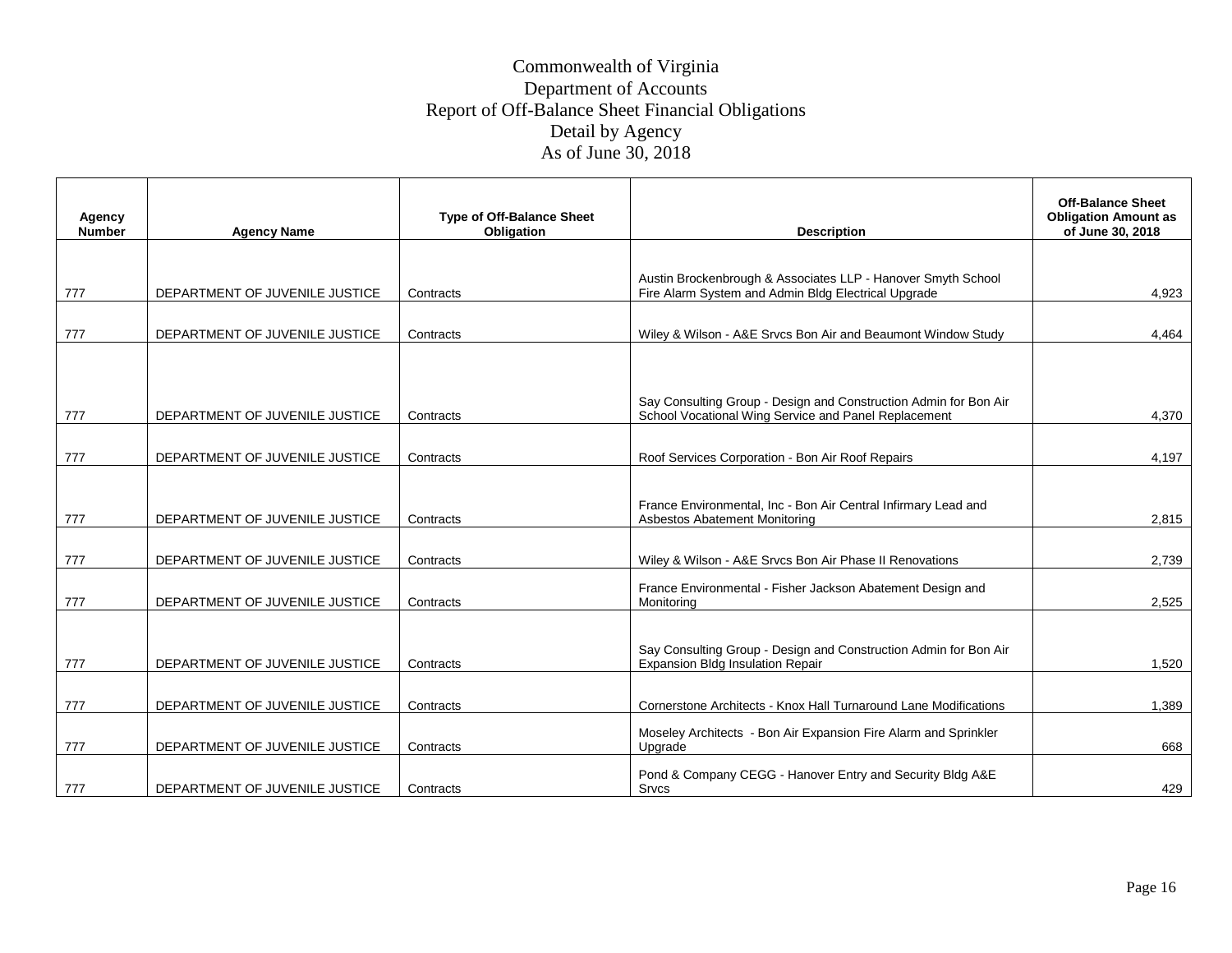# Commonwealth of Virginia
## Department of Accounts
## Report of Off-Balance Sheet Financial Obligations
## Detail by Agency
## As of June 30, 2018

| Agency Number | Agency Name | Type of Off-Balance Sheet Obligation | Description | Off-Balance Sheet Obligation Amount as of June 30, 2018 |
|---|---|---|---|---|
| 777 | DEPARTMENT OF JUVENILE JUSTICE | Contracts | Austin Brockenbrough & Associates LLP - Hanover Smyth School Fire Alarm System and Admin Bldg Electrical Upgrade | 4,923 |
| 777 | DEPARTMENT OF JUVENILE JUSTICE | Contracts | Wiley & Wilson - A&E Srvcs Bon Air and Beaumont Window Study | 4,464 |
| 777 | DEPARTMENT OF JUVENILE JUSTICE | Contracts | Say Consulting Group - Design and Construction Admin for Bon Air School Vocational Wing Service and Panel Replacement | 4,370 |
| 777 | DEPARTMENT OF JUVENILE JUSTICE | Contracts | Roof Services Corporation - Bon Air Roof Repairs | 4,197 |
| 777 | DEPARTMENT OF JUVENILE JUSTICE | Contracts | France Environmental, Inc - Bon Air Central Infirmary Lead and Asbestos Abatement Monitoring | 2,815 |
| 777 | DEPARTMENT OF JUVENILE JUSTICE | Contracts | Wiley & Wilson - A&E Srvcs Bon Air Phase II Renovations | 2,739 |
| 777 | DEPARTMENT OF JUVENILE JUSTICE | Contracts | France Environmental - Fisher Jackson Abatement Design and Monitoring | 2,525 |
| 777 | DEPARTMENT OF JUVENILE JUSTICE | Contracts | Say Consulting Group - Design and Construction Admin for Bon Air Expansion Bldg Insulation Repair | 1,520 |
| 777 | DEPARTMENT OF JUVENILE JUSTICE | Contracts | Cornerstone Architects - Knox Hall Turnaround Lane Modifications | 1,389 |
| 777 | DEPARTMENT OF JUVENILE JUSTICE | Contracts | Moseley Architects - Bon Air Expansion Fire Alarm and Sprinkler Upgrade | 668 |
| 777 | DEPARTMENT OF JUVENILE JUSTICE | Contracts | Pond & Company CEGG - Hanover Entry and Security Bldg A&E Srvcs | 429 |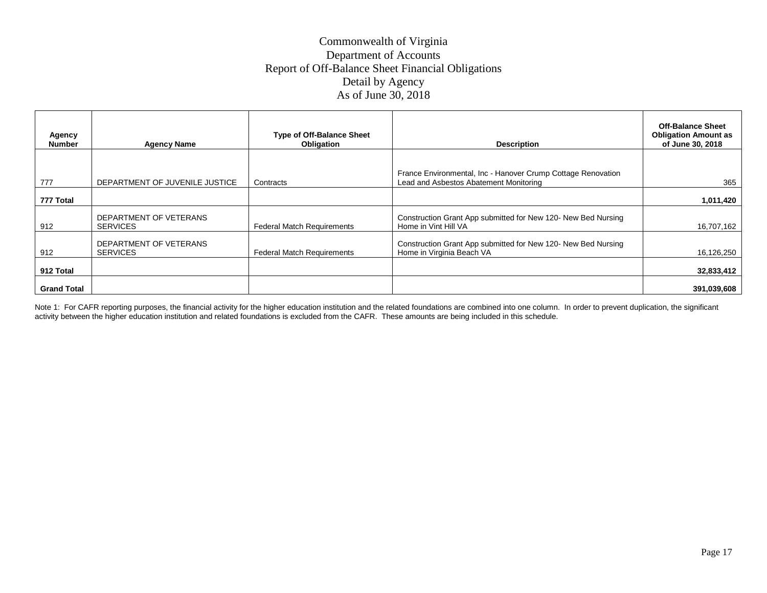# Commonwealth of Virginia
# Department of Accounts
# Report of Off-Balance Sheet Financial Obligations
# Detail by Agency
# As of June 30, 2018

| Agency Number | Agency Name | Type of Off-Balance Sheet Obligation | Description | Off-Balance Sheet Obligation Amount as of June 30, 2018 |
|---|---|---|---|---|
| 777 | DEPARTMENT OF JUVENILE JUSTICE | Contracts | France Environmental, Inc - Hanover Crump Cottage Renovation Lead and Asbestos Abatement Monitoring | 365 |
| **777 Total** | | | | **1,011,420** |
| 912 | DEPARTMENT OF VETERANS SERVICES | Federal Match Requirements | Construction Grant App submitted for New 120- New Bed Nursing Home in Vint Hill VA | 16,707,162 |
| 912 | DEPARTMENT OF VETERANS SERVICES | Federal Match Requirements | Construction Grant App submitted for New 120- New Bed Nursing Home in Virginia Beach VA | 16,126,250 |
| **912 Total** | | | | **32,833,412** |
| **Grand Total** | | | | **391,039,608** |

Note 1: For CAFR reporting purposes, the financial activity for the higher education institution and the related foundations are combined into one column. In order to prevent duplication, the significant activity between the higher education institution and related foundations is excluded from the CAFR. These amounts are being included in this schedule.